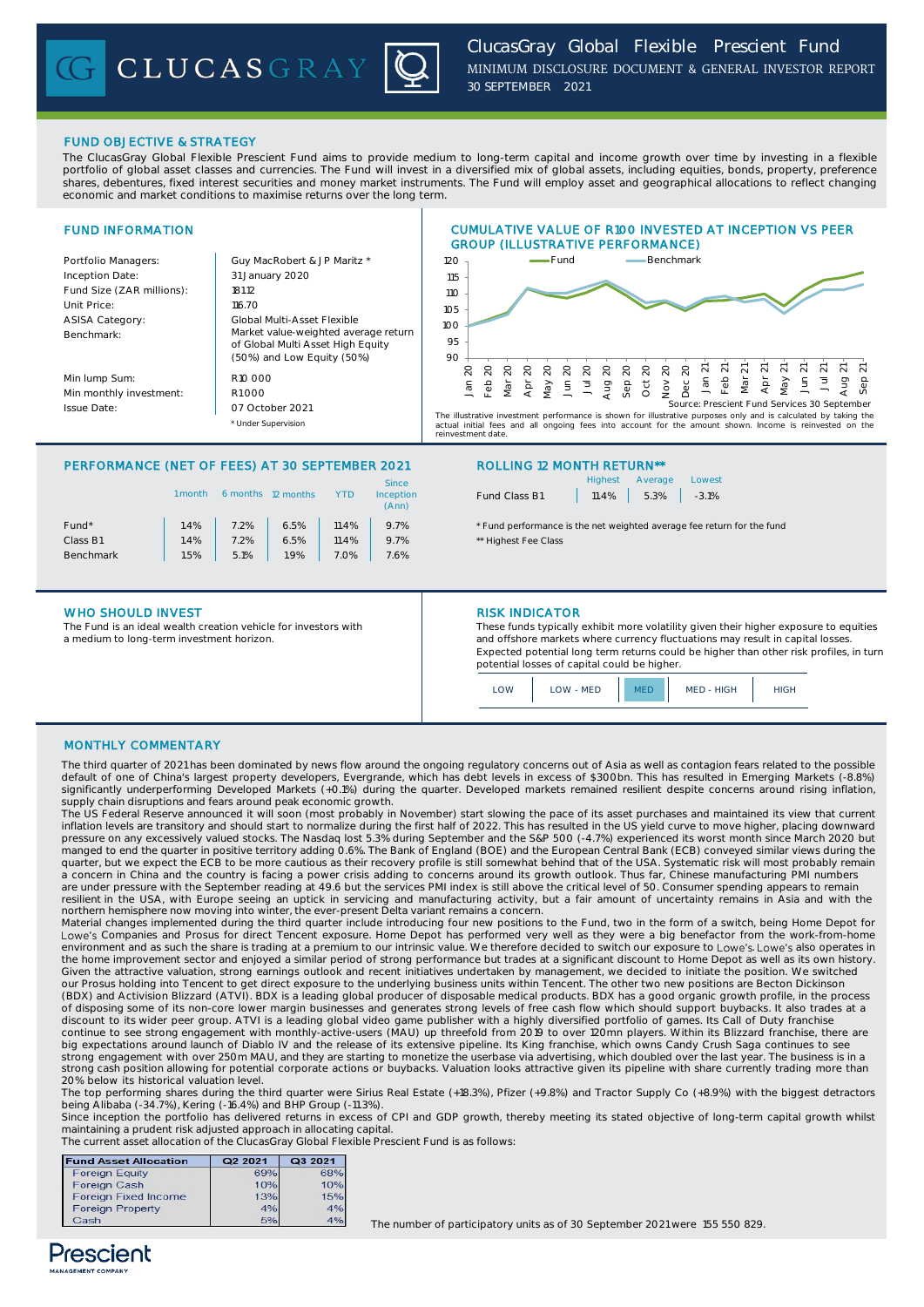# ClucasGray Global Flexible Prescient Fund

MINIMUM DISCLOSURE DOCUMENT & GENERAL INVESTOR REPORT

30 SEPTEMBER 2021

## FUND OBJECTIVE & STRATEGY

The ClucasGray Global Flexible Prescient Fund aims to provide medium to long-term capital and income growth over time by investing in a flexible portfolio of global asset classes and currencies. The Fund will invest in a diversified mix of global assets, including equities, bonds, property, preference shares, debentures, fixed interest securities and money market instruments. The Fund will employ asset and geographical allocations to reflect changing economic and market conditions to maximise returns over the long term.

## FUND INFORMATION

| | |
|---|---|
| Portfolio Managers: | Guy MacRobert & J P Maritz * |
| Inception Date: | 31 January 2020 |
| Fund Size (ZAR millions): | 181.12 |
| Unit Price: | 116.70 |
| ASISA Category: | Global Multi-Asset Flexible |
| Benchmark: | Market value-weighted average return of Global Multi Asset High Equity (50%) and Low Equity (50%) |
| Min lump Sum: | R10 000 |
| Min monthly investment: | R1 000 |
| Issue Date: | 07 October 2021 |

\* Under Supervision

## CUMULATIVE VALUE OF R100 INVESTED AT INCEPTION VS PEER GROUP (ILLUSTRATIVE PERFORMANCE)

Source: Prescient Fund Services 30 September

The illustrative investment performance is shown for illustrative purposes only and is calculated by taking the actual initial fees and all ongoing fees into account for the amount shown. Income is reinvested on the reinvestment date.

## PERFORMANCE (NET OF FEES) AT 30 SEPTEMBER 2021

| | 1 month | 6 months | 12 months | YTD | Since Inception (Ann) |
|---|---|---|---|---|---|
| Fund* | 1.4% | 7.2% | 6.5% | 11.4% | 9.7% |
| Class B1 | 1.4% | 7.2% | 6.5% | 11.4% | 9.7% |
| Benchmark | 1.5% | 5.1% | 1.9% | 7.0% | 7.6% |

## ROLLING 12 MONTH RETURN**

| | Highest | Average | Lowest |
|---|---|---|---|
| Fund Class B1 | 11.4% | 5.3% | -3.1% |

\* Fund performance is the net weighted average fee return for the fund

\*\* Highest Fee Class

## WHO SHOULD INVEST

The Fund is an ideal wealth creation vehicle for investors with a medium to long-term investment horizon.

## RISK INDICATOR

These funds typically exhibit more volatility given their higher exposure to equities and offshore markets where currency fluctuations may result in capital losses. Expected potential long term returns could be higher than other risk profiles, in turn potential losses of capital could be higher.

| LOW | LOW - MED | **MED** | MED - HIGH | HIGH |
|---|---|---|---|---|

## MONTHLY COMMENTARY

The third quarter of 2021 has been dominated by news flow around the ongoing regulatory concerns out of Asia as well as contagion fears related to the possible default of one of China's largest property developers, Evergrande, which has debt levels in excess of $300bn. This has resulted in Emerging Markets (-8.8%) significantly underperforming Developed Markets (+0.1%) during the quarter. Developed markets remained resilient despite concerns around rising inflation, supply chain disruptions and fears around peak economic growth.

The US Federal Reserve announced it will soon (most probably in November) start slowing the pace of its asset purchases and maintained its view that current inflation levels are transitory and should start to normalize during the first half of 2022. This has resulted in the US yield curve to move higher, placing downward pressure on any excessively valued stocks. The Nasdaq lost 5.3% during September and the S&P 500 (-4.7%) experienced its worst month since March 2020 but manged to end the quarter in positive territory adding 0.6%. The Bank of England (BOE) and the European Central Bank (ECB) conveyed similar views during the quarter, but we expect the ECB to be more cautious as their recovery profile is still somewhat behind that of the USA. Systematic risk will most probably remain a concern in China and the country is facing a power crisis adding to concerns around its growth outlook. Thus far, Chinese manufacturing PMI numbers are under pressure with the September reading at 49.6 but the services PMI index is still above the critical level of 50. Consumer spending appears to remain resilient in the USA, with Europe seeing an uptick in servicing and manufacturing activity, but a fair amount of uncertainty remains in Asia and with the northern hemisphere now moving into winter, the ever-present Delta variant remains a concern.

Material changes implemented during the third quarter include introducing four new positions to the Fund, two in the form of a switch, being Home Depot for Lowe's Companies and Prosus for direct Tencent exposure. Home Depot has performed very well as they were a big benefactor from the work-from-home environment and as such the share is trading at a premium to our intrinsic value. We therefore decided to switch our exposure to Lowe's. Lowe's also operates in the home improvement sector and enjoyed a similar period of strong performance but trades at a significant discount to Home Depot as well as its own history. Given the attractive valuation, strong earnings outlook and recent initiatives undertaken by management, we decided to initiate the position. We switched our Prosus holding into Tencent to get direct exposure to the underlying business units within Tencent. The other two new positions are Becton Dickinson (BDX) and Activision Blizzard (ATVI). BDX is a leading global producer of disposable medical products. BDX has a good organic growth profile, in the process of disposing some of its non-core lower margin businesses and generates strong levels of free cash flow which should support buybacks. It also trades at a discount to its wider peer group. ATVI is a leading global video game publisher with a highly diversified portfolio of games. Its Call of Duty franchise continue to see strong engagement with monthly-active-users (MAU) up threefold from 2019 to over 120mn players. Within its Blizzard franchise, there are big expectations around launch of Diablo IV and the release of its extensive pipeline. Its King franchise, which owns Candy Crush Saga continues to see strong engagement with over 250m MAU, and they are starting to monetize the userbase via advertising, which doubled over the last year. The business is in a strong cash position allowing for potential corporate actions or buybacks. Valuation looks attractive given its pipeline with share currently trading more than 20% below its historical valuation level.

The top performing shares during the third quarter were Sirius Real Estate (+18.3%), Pfizer (+9.8%) and Tractor Supply Co (+8.9%) with the biggest detractors being Alibaba (-34.7%), Kering (-16.4%) and BHP Group (-11.3%).

Since inception the portfolio has delivered returns in excess of CPI and GDP growth, thereby meeting its stated objective of long-term capital growth whilst maintaining a prudent risk adjusted approach in allocating capital.

The current asset allocation of the ClucasGray Global Flexible Prescient Fund is as follows:

| Fund Asset Allocation | Q2 2021 | Q3 2021 |
|---|---|---|
| Foreign Equity | 69% | 68% |
| Foreign Cash | 10% | 10% |
| Foreign Fixed Income | 13% | 15% |
| Foreign Property | 4% | 4% |
| Cash | 5% | 4% |

The number of participatory units as of 30 September 2021 were 155 550 829.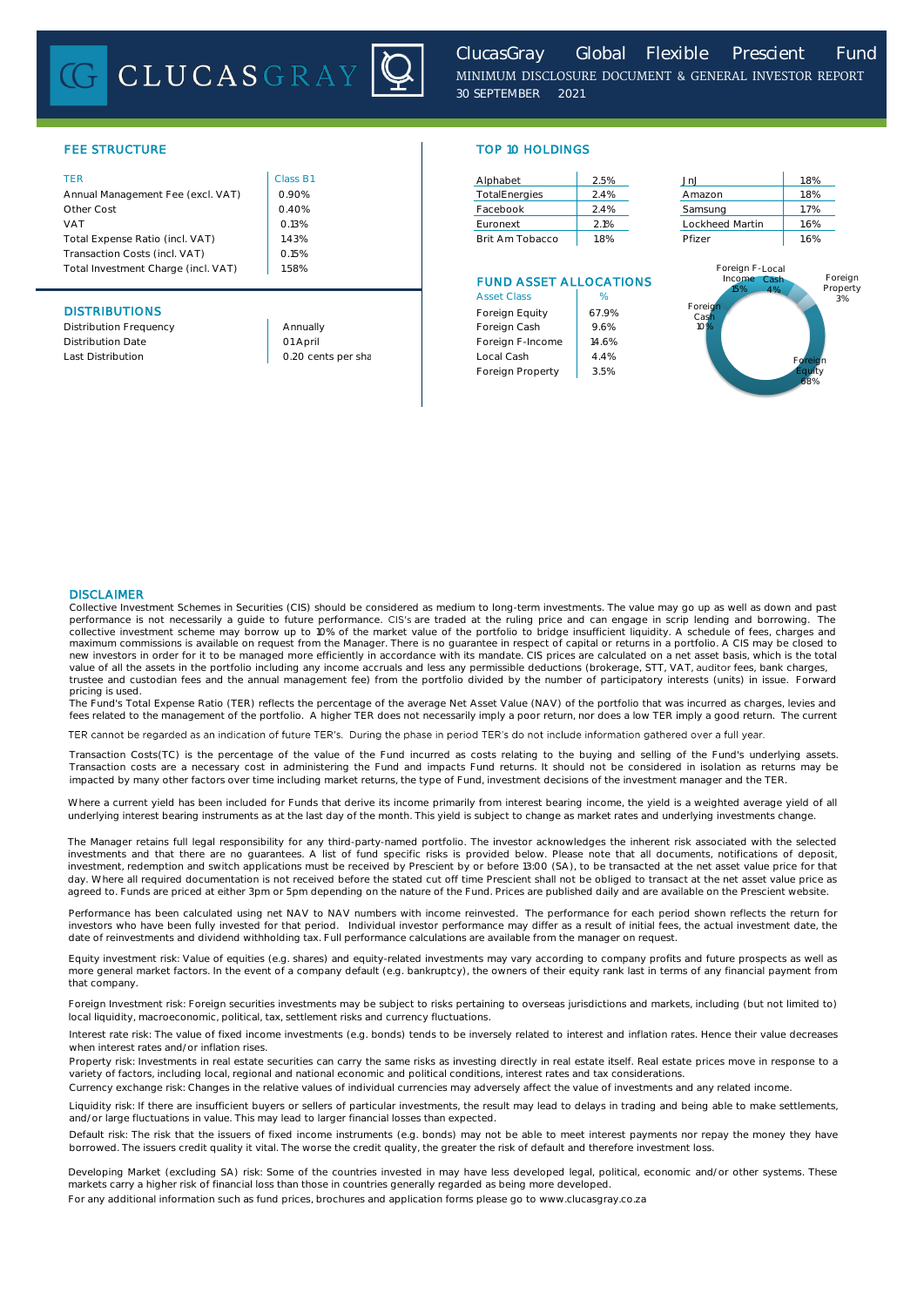## FEE STRUCTURE

| TER | Class B1 |
|---|---|
| Annual Management Fee (excl. VAT) | 0.90% |
| Other Cost | 0.40% |
| VAT | 0.13% |
| Total Expense Ratio (incl. VAT) | 1.43% |
| Transaction Costs (incl. VAT) | 0.15% |
| Total Investment Charge (incl. VAT) | 1.58% |

## DISTRIBUTIONS

| | |
|---|---|
| Distribution Frequency | Annually |
| Distribution Date | 01 April |
| Last Distribution | 0.20 cents per sha |

## TOP 10 HOLDINGS

| | | | |
|---|---|---|---|
| Alphabet | 2.5% | JnJ | 1.8% |
| TotalEnergies | 2.4% | Amazon | 1.8% |
| Facebook | 2.4% | Samsung | 1.7% |
| Euronext | 2.1% | Lockheed Martin | 1.6% |
| Brit Am Tobacco | 1.8% | Pfizer | 1.6% |

## FUND ASSET ALLOCATIONS

| Asset Class | % |
|---|---|
| Foreign Equity | 67.9% |
| Foreign Cash | 9.6% |
| Foreign F-Income | 14.6% |
| Local Cash | 4.4% |
| Foreign Property | 3.5% |

## DISCLAIMER

Collective Investment Schemes in Securities (CIS) should be considered as medium to long-term investments. The value may go up as well as down and past performance is not necessarily a guide to future performance. CIS's are traded at the ruling price and can engage in scrip lending and borrowing. The collective investment scheme may borrow up to 10% of the market value of the portfolio to bridge insufficient liquidity. A schedule of fees, charges and maximum commissions is available on request from the Manager. There is no guarantee in respect of capital or returns in a portfolio. A CIS may be closed to new investors in order for it to be managed more efficiently in accordance with its mandate. CIS prices are calculated on a net asset basis, which is the total value of all the assets in the portfolio including any income accruals and less any permissible deductions (brokerage, STT, VAT, auditor fees, bank charges, trustee and custodian fees and the annual management fee) from the portfolio divided by the number of participatory interests (units) in issue. Forward pricing is used.

The Fund's Total Expense Ratio (TER) reflects the percentage of the average Net Asset Value (NAV) of the portfolio that was incurred as charges, levies and fees related to the management of the portfolio. A higher TER does not necessarily imply a poor return, nor does a low TER imply a good return. The current

TER cannot be regarded as an indication of future TER's. During the phase in period TER's do not include information gathered over a full year.

Transaction Costs(TC) is the percentage of the value of the Fund incurred as costs relating to the buying and selling of the Fund's underlying assets. Transaction costs are a necessary cost in administering the Fund and impacts Fund returns. It should not be considered in isolation as returns may be impacted by many other factors over time including market returns, the type of Fund, investment decisions of the investment manager and the TER.

Where a current yield has been included for Funds that derive its income primarily from interest bearing income, the yield is a weighted average yield of all underlying interest bearing instruments as at the last day of the month. This yield is subject to change as market rates and underlying investments change.

The Manager retains full legal responsibility for any third-party-named portfolio. The investor acknowledges the inherent risk associated with the selected investments and that there are no guarantees. A list of fund specific risks is provided below. Please note that all documents, notifications of deposit, investment, redemption and switch applications must be received by Prescient by or before 13:00 (SA), to be transacted at the net asset value price for that day. Where all required documentation is not received before the stated cut off time Prescient shall not be obliged to transact at the net asset value price as agreed to. Funds are priced at either 3pm or 5pm depending on the nature of the Fund. Prices are published daily and are available on the Prescient website.

Performance has been calculated using net NAV to NAV numbers with income reinvested. The performance for each period shown reflects the return for investors who have been fully invested for that period. Individual investor performance may differ as a result of initial fees, the actual investment date, the date of reinvestments and dividend withholding tax. Full performance calculations are available from the manager on request.

Equity investment risk: Value of equities (e.g. shares) and equity-related investments may vary according to company profits and future prospects as well as more general market factors. In the event of a company default (e.g. bankruptcy), the owners of their equity rank last in terms of any financial payment from that company.

Foreign Investment risk: Foreign securities investments may be subject to risks pertaining to overseas jurisdictions and markets, including (but not limited to) local liquidity, macroeconomic, political, tax, settlement risks and currency fluctuations.

Interest rate risk: The value of fixed income investments (e.g. bonds) tends to be inversely related to interest and inflation rates. Hence their value decreases when interest rates and/or inflation rises.

Property risk: Investments in real estate securities can carry the same risks as investing directly in real estate itself. Real estate prices move in response to a variety of factors, including local, regional and national economic and political conditions, interest rates and tax considerations.

Currency exchange risk: Changes in the relative values of individual currencies may adversely affect the value of investments and any related income.

Liquidity risk: If there are insufficient buyers or sellers of particular investments, the result may lead to delays in trading and being able to make settlements, and/or large fluctuations in value. This may lead to larger financial losses than expected.

Default risk: The risk that the issuers of fixed income instruments (e.g. bonds) may not be able to meet interest payments nor repay the money they have borrowed. The issuers credit quality it vital. The worse the credit quality, the greater the risk of default and therefore investment loss.

Developing Market (excluding SA) risk: Some of the countries invested in may have less developed legal, political, economic and/or other systems. These markets carry a higher risk of financial loss than those in countries generally regarded as being more developed.

For any additional information such as fund prices, brochures and application forms please go to www.clucasgray.co.za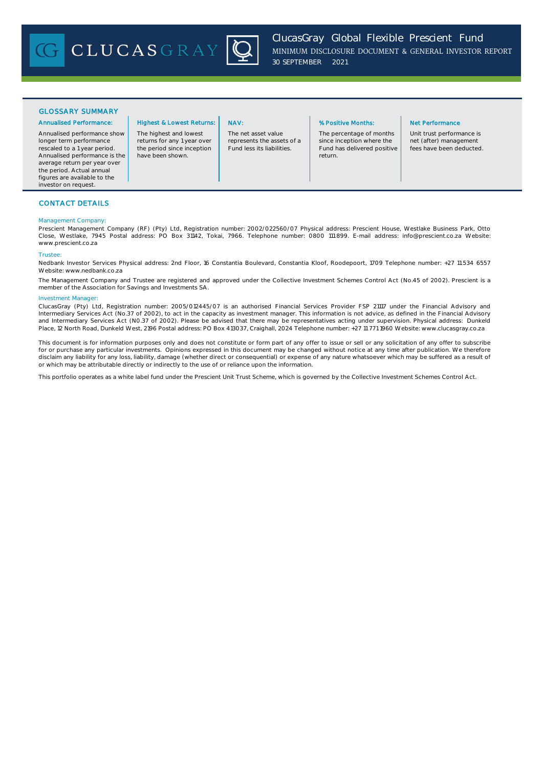# ClucasGray Global Flexible Prescient Fund

MINIMUM DISCLOSURE DOCUMENT & GENERAL INVESTOR REPORT

30 SEPTEMBER 2021

## GLOSSARY SUMMARY

**Annualised Performance:**

Annualised performance show longer term performance rescaled to a 1 year period. Annualised performance is the average return per year over the period. Actual annual figures are available to the investor on request.

**Highest & Lowest Returns:**

The highest and lowest returns for any 1 year over the period since inception have been shown.

**NAV:**

The net asset value represents the assets of a Fund less its liabilities.

**% Positive Months:**

The percentage of months since inception where the Fund has delivered positive return.

**Net Performance**

Unit trust performance is net (after) management fees have been deducted.

## CONTACT DETAILS

### Management Company:

Prescient Management Company (RF) (Pty) Ltd, Registration number: 2002/022560/07 Physical address: Prescient House, Westlake Business Park, Otto Close, Westlake, 7945 Postal address: PO Box 31142, Tokai, 7966. Telephone number: 0800 111 899. E-mail address: info@prescient.co.za Website: www.prescient.co.za

### Trustee:

Nedbank Investor Services Physical address: 2nd Floor, 16 Constantia Boulevard, Constantia Kloof, Roodepoort, 1709 Telephone number: +27 11 534 6557 Website: www.nedbank.co.za

The Management Company and Trustee are registered and approved under the Collective Investment Schemes Control Act (No.45 of 2002). Prescient is a member of the Association for Savings and Investments SA.

### Investment Manager:

ClucasGray (Pty) Ltd, Registration number: 2005/012445/07 is an authorised Financial Services Provider FSP 21117 under the Financial Advisory and Intermediary Services Act (No.37 of 2002), to act in the capacity as investment manager. This information is not advice, as defined in the Financial Advisory and Intermediary Services Act (N0.37 of 2002). Please be advised that there may be representatives acting under supervision. Physical address: Dunkeld Place, 12 North Road, Dunkeld West, 2196 Postal address: PO Box 413037, Craighall, 2024 Telephone number: +27 11 771 1960 Website: www.clucasgray.co.za

This document is for information purposes only and does not constitute or form part of any offer to issue or sell or any solicitation of any offer to subscribe for or purchase any particular investments. Opinions expressed in this document may be changed without notice at any time after publication. We therefore disclaim any liability for any loss, liability, damage (whether direct or consequential) or expense of any nature whatsoever which may be suffered as a result of or which may be attributable directly or indirectly to the use of or reliance upon the information.

This portfolio operates as a white label fund under the Prescient Unit Trust Scheme, which is governed by the Collective Investment Schemes Control Act.